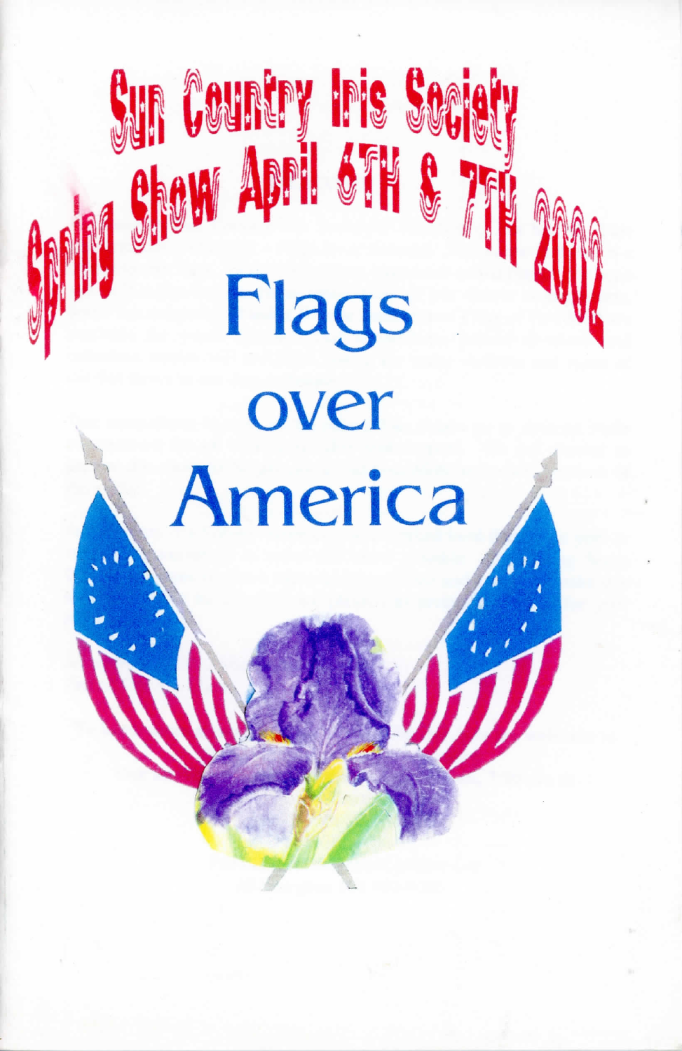# Sun Country Iris Society Spring Show April 6TH & 7TH 2002

# Flags over America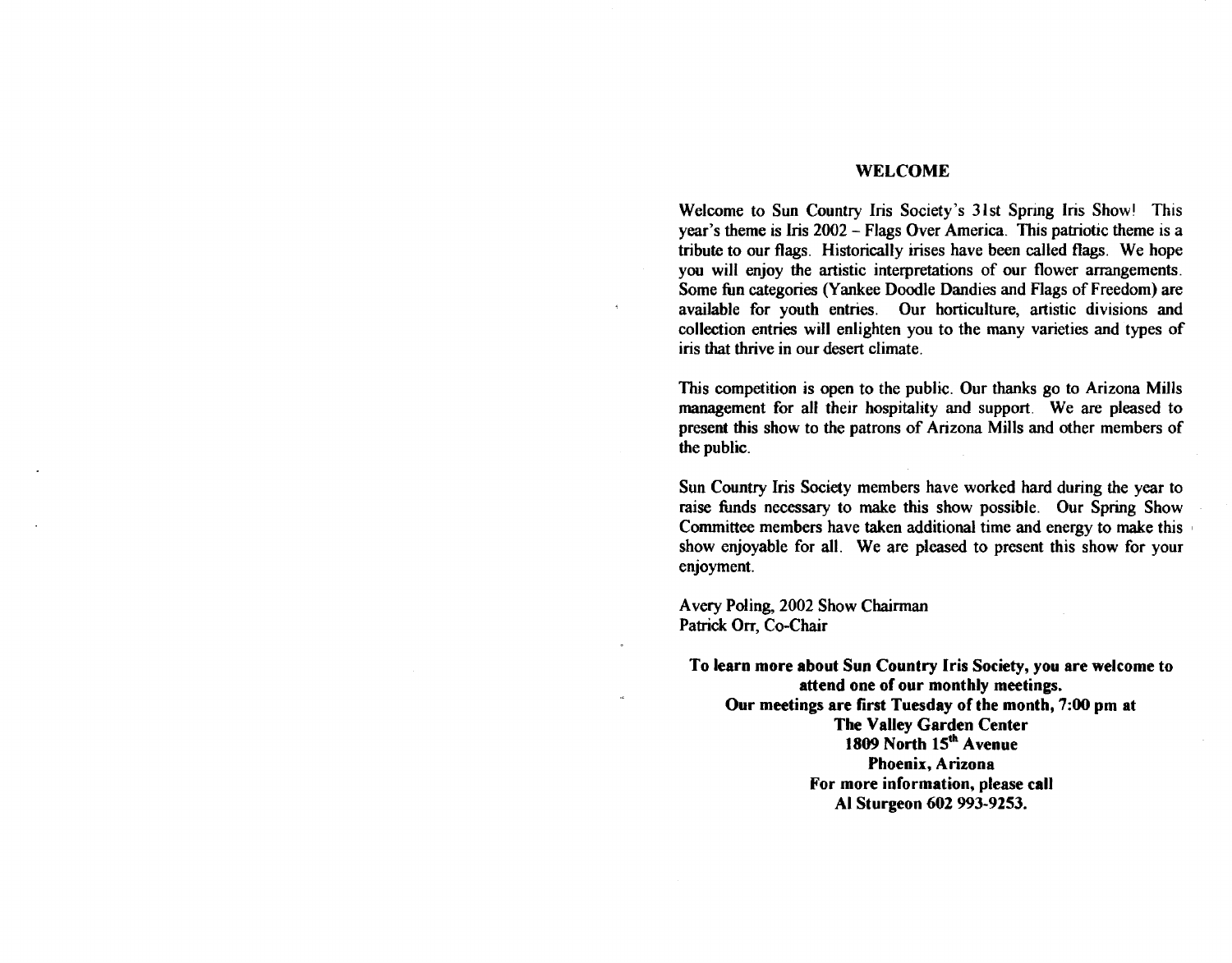## WELCOME

Welcome to Sun Country Iris Society's 31st Spring Iris Show! This year's theme is Iris 2002 – Flags Over America. This patriotic theme is a tribute to our flags. Historically irises have been called flags. We hope you will enjoy the artistic interpretations of our flower arrangements. Some fun categories (Yankee Doodle Dandies and Flags of Freedom) are available for youth entries. Our horticulture, artistic divisions and collection entries will enlighten you to the many varieties and types of iris that thrive in our desert climate.

This competition is open to the public. Our thanks go to Arizona Mills management for all their hospitality and support. We are pleased to present this show to the patrons of Arizona Mills and other members of the public.

Sun Country Iris Society members have worked hard during the year to raise funds necessary to make this show possible. Our Spring Show Committee members have taken additional time and energy to make this show enjoyable for all. We are pleased to present this show for your enjoyment.

Avery Poling, 2002 Show Chairman
Patrick Orr, Co-Chair

**To learn more about Sun Country Iris Society, you are welcome to attend one of our monthly meetings.**
**Our meetings are first Tuesday of the month, 7:00 pm at**
**The Valley Garden Center**
**1809 North 15th Avenue**
**Phoenix, Arizona**
**For more information, please call**
**Al Sturgeon 602 993-9253.**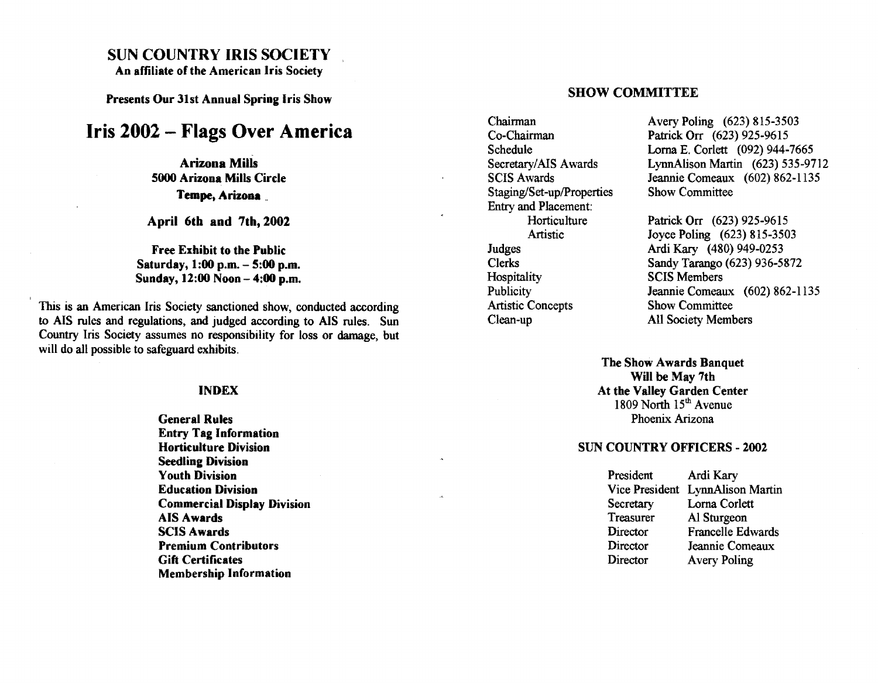## SUN COUNTRY IRIS SOCIETY

**An affiliate of the American Iris Society**

**Presents Our 31st Annual Spring Iris Show**

# Iris 2002 – Flags Over America

**Arizona Mills**
**5000 Arizona Mills Circle**
**Tempe, Arizona**

**April 6th and 7th, 2002**

**Free Exhibit to the Public**
**Saturday, 1:00 p.m. – 5:00 p.m.**
**Sunday, 12:00 Noon – 4:00 p.m.**

This is an American Iris Society sanctioned show, conducted according to AIS rules and regulations, and judged according to AIS rules. Sun Country Iris Society assumes no responsibility for loss or damage, but will do all possible to safeguard exhibits.

### INDEX

**General Rules**
**Entry Tag Information**
**Horticulture Division**
**Seedling Division**
**Youth Division**
**Education Division**
**Commercial Display Division**
**AIS Awards**
**SCIS Awards**
**Premium Contributors**
**Gift Certificates**
**Membership Information**

### SHOW COMMITTEE

| | |
|---|---|
| Chairman | Avery Poling (623) 815-3503 |
| Co-Chairman | Patrick Orr (623) 925-9615 |
| Schedule | Lorna E. Corlett (092) 944-7665 |
| Secretary/AIS Awards | LynnAlison Martin (623) 535-9712 |
| SCIS Awards | Jeannie Comeaux (602) 862-1135 |
| Staging/Set-up/Properties | Show Committee |
| Entry and Placement: | |
| Horticulture | Patrick Orr (623) 925-9615 |
| Artistic | Joyce Poling (623) 815-3503 |
| Judges | Ardi Kary (480) 949-0253 |
| Clerks | Sandy Tarango (623) 936-5872 |
| Hospitality | SCIS Members |
| Publicity | Jeannie Comeaux (602) 862-1135 |
| Artistic Concepts | Show Committee |
| Clean-up | All Society Members |

**The Show Awards Banquet**
**Will be May 7th**
**At the Valley Garden Center**
1809 North 15th Avenue
Phoenix Arizona

### SUN COUNTRY OFFICERS - 2002

| | |
|---|---|
| President | Ardi Kary |
| Vice President | LynnAlison Martin |
| Secretary | Lorna Corlett |
| Treasurer | Al Sturgeon |
| Director | Francelle Edwards |
| Director | Jeannie Comeaux |
| Director | Avery Poling |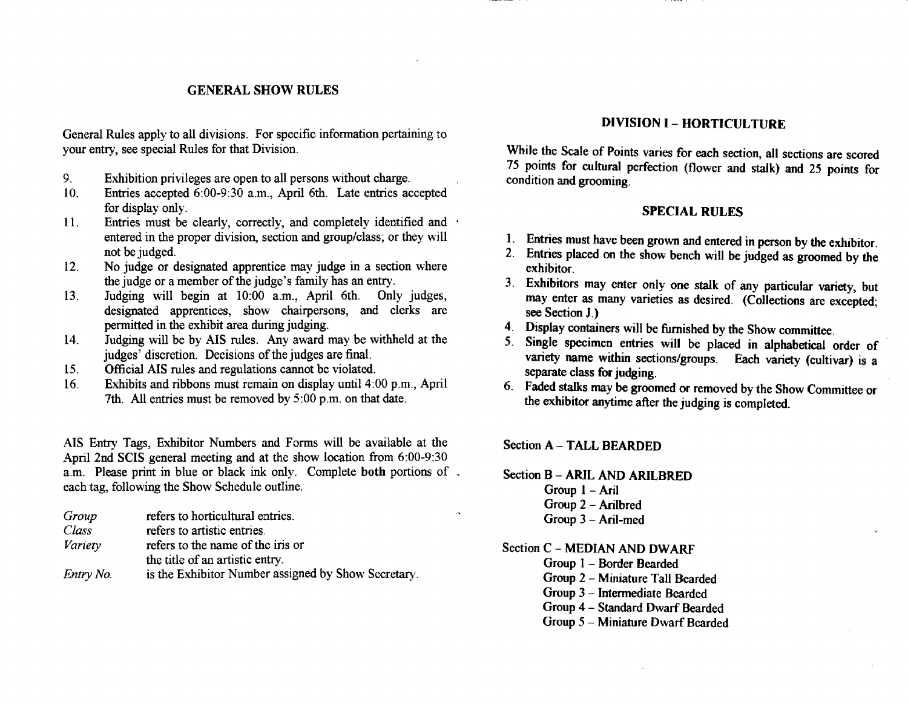## GENERAL SHOW RULES

General Rules apply to all divisions. For specific information pertaining to your entry, see special Rules for that Division.

9. Exhibition privileges are open to all persons without charge.
10. Entries accepted 6:00-9:30 a.m., April 6th. Late entries accepted for display only.
11. Entries must be clearly, correctly, and completely identified and entered in the proper division, section and group/class; or they will not be judged.
12. No judge or designated apprentice may judge in a section where the judge or a member of the judge's family has an entry.
13. Judging will begin at 10:00 a.m., April 6th. Only judges, designated apprentices, show chairpersons, and clerks are permitted in the exhibit area during judging.
14. Judging will be by AIS rules. Any award may be withheld at the judges' discretion. Decisions of the judges are final.
15. Official AIS rules and regulations cannot be violated.
16. Exhibits and ribbons must remain on display until 4:00 p.m., April 7th. All entries must be removed by 5:00 p.m. on that date.

AIS Entry Tags, Exhibitor Numbers and Forms will be available at the April 2nd SCIS general meeting and at the show location from 6:00-9:30 a.m. Please print in blue or black ink only. Complete **both** portions of each tag, following the Show Schedule outline.

*Group* refers to horticultural entries.
*Class* refers to artistic entries.
*Variety* refers to the name of the iris or the title of an artistic entry.
*Entry No.* is the Exhibitor Number assigned by Show Secretary.

## DIVISION I – HORTICULTURE

While the Scale of Points varies for each section, all sections are scored 75 points for cultural perfection (flower and stalk) and 25 points for condition and grooming.

### SPECIAL RULES

1. Entries must have been grown and entered in person by the exhibitor.
2. Entries placed on the show bench will be judged as groomed by the exhibitor.
3. Exhibitors may enter only one stalk of any particular variety, but may enter as many varieties as desired. (Collections are excepted; see Section J.)
4. Display containers will be furnished by the Show committee.
5. Single specimen entries will be placed in alphabetical order of variety name within sections/groups. Each variety (cultivar) is a separate class for judging.
6. Faded stalks may be groomed or removed by the Show Committee or the exhibitor anytime after the judging is completed.

Section A – TALL BEARDED

Section B – ARIL AND ARILBRED
- Group 1 – Aril
- Group 2 – Arilbred
- Group 3 – Aril-med

Section C – MEDIAN AND DWARF
- Group 1 – Border Bearded
- Group 2 – Miniature Tall Bearded
- Group 3 – Intermediate Bearded
- Group 4 – Standard Dwarf Bearded
- Group 5 – Miniature Dwarf Bearded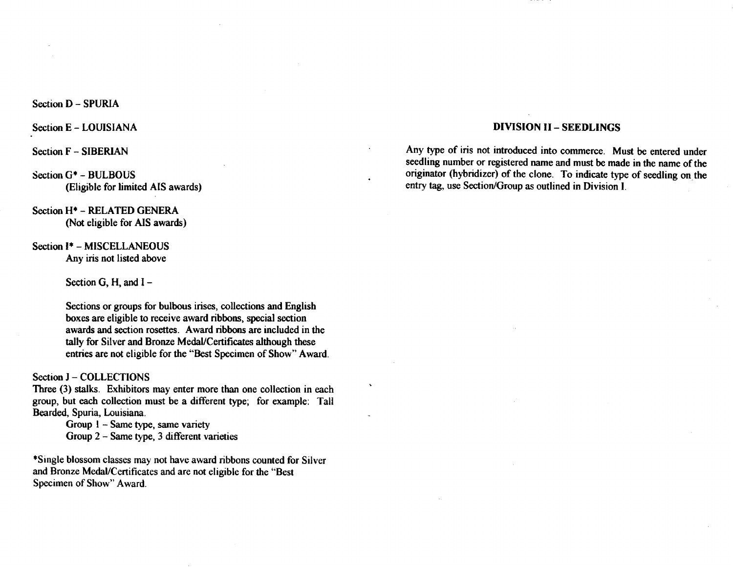Section D – SPURIA

Section E – LOUISIANA

Section F – SIBERIAN

Section G* – BULBOUS
(Eligible for limited AIS awards)

Section H* – RELATED GENERA
(Not eligible for AIS awards)

Section I* – MISCELLANEOUS
Any iris not listed above

Section G, H, and I –

Sections or groups for bulbous irises, collections and English boxes are eligible to receive award ribbons, special section awards and section rosettes. Award ribbons are included in the tally for Silver and Bronze Medal/Certificates although these entries are not eligible for the "Best Specimen of Show" Award.

Section J – COLLECTIONS
Three (3) stalks. Exhibitors may enter more than one collection in each group, but each collection must be a different type; for example: Tall Bearded, Spuria, Louisiana.

Group 1 – Same type, same variety
Group 2 – Same type, 3 different varieties

*Single blossom classes may not have award ribbons counted for Silver and Bronze Medal/Certificates and are not eligible for the "Best Specimen of Show" Award.

## DIVISION II – SEEDLINGS

Any type of iris not introduced into commerce. Must be entered under seedling number or registered name and must be made in the name of the originator (hybridizer) of the clone. To indicate type of seedling on the entry tag, use Section/Group as outlined in Division I.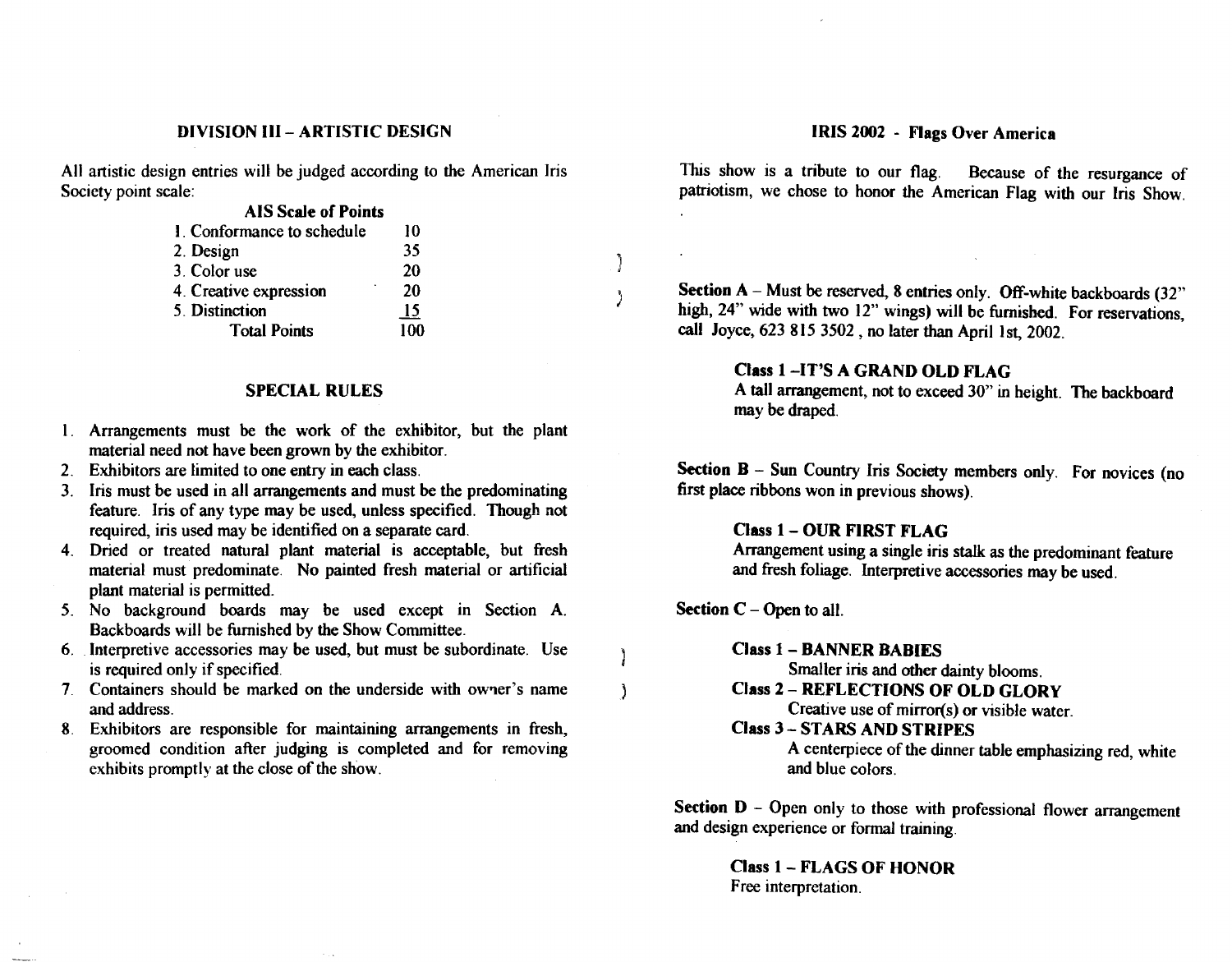## DIVISION III – ARTISTIC DESIGN

All artistic design entries will be judged according to the American Iris Society point scale:

**AIS Scale of Points**

| | |
|---|---|
| 1. Conformance to schedule | 10 |
| 2. Design | 35 |
| 3. Color use | 20 |
| 4. Creative expression | 20 |
| 5. Distinction | 15 |
| Total Points | 100 |

### SPECIAL RULES

1. Arrangements must be the work of the exhibitor, but the plant material need not have been grown by the exhibitor.
2. Exhibitors are limited to one entry in each class.
3. Iris must be used in all arrangements and must be the predominating feature. Iris of any type may be used, unless specified. Though not required, iris used may be identified on a separate card.
4. Dried or treated natural plant material is acceptable, but fresh material must predominate. No painted fresh material or artificial plant material is permitted.
5. No background boards may be used except in Section A. Backboards will be furnished by the Show Committee.
6. Interpretive accessories may be used, but must be subordinate. Use is required only if specified.
7. Containers should be marked on the underside with owner's name and address.
8. Exhibitors are responsible for maintaining arrangements in fresh, groomed condition after judging is completed and for removing exhibits promptly at the close of the show.

## IRIS 2002 - Flags Over America

This show is a tribute to our flag. Because of the resurgance of patriotism, we chose to honor the American Flag with our Iris Show.

**Section A** – Must be reserved, 8 entries only. Off-white backboards (32" high, 24" wide with two 12" wings) will be furnished. For reservations, call Joyce, 623 815 3502, no later than April 1st, 2002.

**Class 1 –IT'S A GRAND OLD FLAG**
A tall arrangement, not to exceed 30" in height. The backboard may be draped.

**Section B** – Sun Country Iris Society members only. For novices (no first place ribbons won in previous shows).

**Class 1 – OUR FIRST FLAG**
Arrangement using a single iris stalk as the predominant feature and fresh foliage. Interpretive accessories may be used.

**Section C** – Open to all.

**Class 1 – BANNER BABIES**
Smaller iris and other dainty blooms.

**Class 2 – REFLECTIONS OF OLD GLORY**
Creative use of mirror(s) or visible water.

**Class 3 – STARS AND STRIPES**
A centerpiece of the dinner table emphasizing red, white and blue colors.

**Section D** – Open only to those with professional flower arrangement and design experience or formal training.

**Class 1 – FLAGS OF HONOR**
Free interpretation.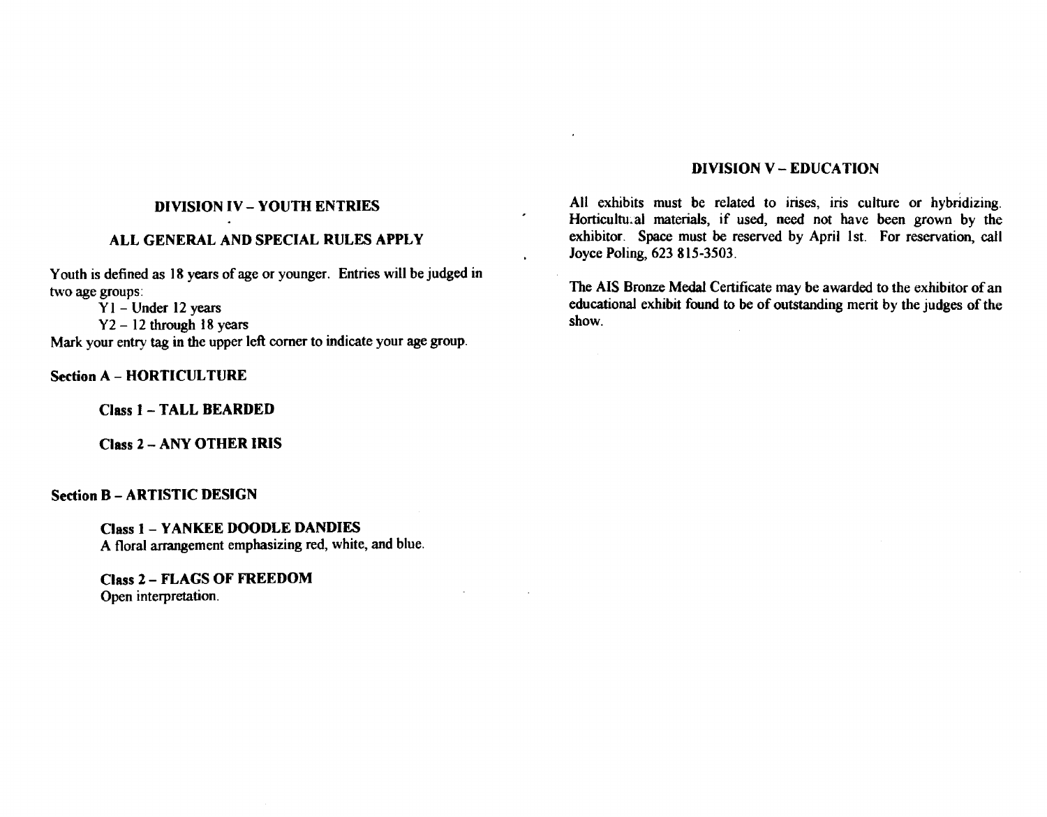## DIVISION IV – YOUTH ENTRIES

### ALL GENERAL AND SPECIAL RULES APPLY

Youth is defined as 18 years of age or younger. Entries will be judged in two age groups:

Y1 – Under 12 years

Y2 – 12 through 18 years

Mark your entry tag in the upper left corner to indicate your age group.

**Section A – HORTICULTURE**

**Class 1 – TALL BEARDED**

**Class 2 – ANY OTHER IRIS**

**Section B – ARTISTIC DESIGN**

**Class 1 – YANKEE DOODLE DANDIES**
A floral arrangement emphasizing red, white, and blue.

**Class 2 – FLAGS OF FREEDOM**
Open interpretation.

## DIVISION V – EDUCATION

All exhibits must be related to irises, iris culture or hybridizing. Horticultural materials, if used, need not have been grown by the exhibitor. Space must be reserved by April 1st. For reservation, call Joyce Poling, 623 815-3503.

The AIS Bronze Medal Certificate may be awarded to the exhibitor of an educational exhibit found to be of outstanding merit by the judges of the show.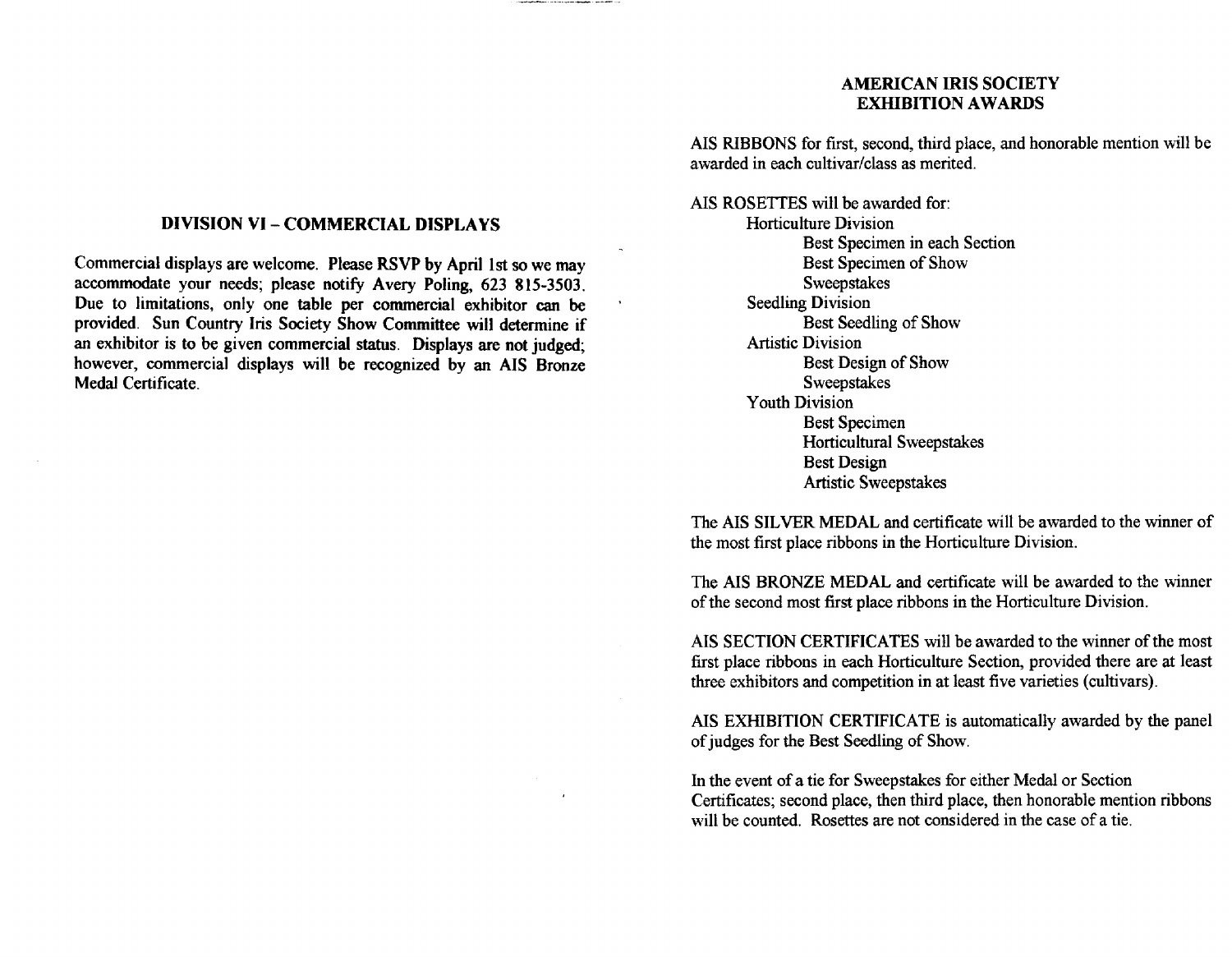## DIVISION VI – COMMERCIAL DISPLAYS

Commercial displays are welcome. Please RSVP by April 1st so we may accommodate your needs; please notify Avery Poling, 623 815-3503. Due to limitations, only one table per commercial exhibitor can be provided. Sun Country Iris Society Show Committee will determine if an exhibitor is to be given commercial status. Displays are not judged; however, commercial displays will be recognized by an AIS Bronze Medal Certificate.

## AMERICAN IRIS SOCIETY EXHIBITION AWARDS

AIS RIBBONS for first, second, third place, and honorable mention will be awarded in each cultivar/class as merited.

AIS ROSETTES will be awarded for:

- Horticulture Division
  - Best Specimen in each Section
  - Best Specimen of Show
  - Sweepstakes
- Seedling Division
  - Best Seedling of Show
- Artistic Division
  - Best Design of Show
  - Sweepstakes
- Youth Division
  - Best Specimen
  - Horticultural Sweepstakes
  - Best Design
  - Artistic Sweepstakes

The AIS SILVER MEDAL and certificate will be awarded to the winner of the most first place ribbons in the Horticulture Division.

The AIS BRONZE MEDAL and certificate will be awarded to the winner of the second most first place ribbons in the Horticulture Division.

AIS SECTION CERTIFICATES will be awarded to the winner of the most first place ribbons in each Horticulture Section, provided there are at least three exhibitors and competition in at least five varieties (cultivars).

AIS EXHIBITION CERTIFICATE is automatically awarded by the panel of judges for the Best Seedling of Show.

In the event of a tie for Sweepstakes for either Medal or Section Certificates; second place, then third place, then honorable mention ribbons will be counted. Rosettes are not considered in the case of a tie.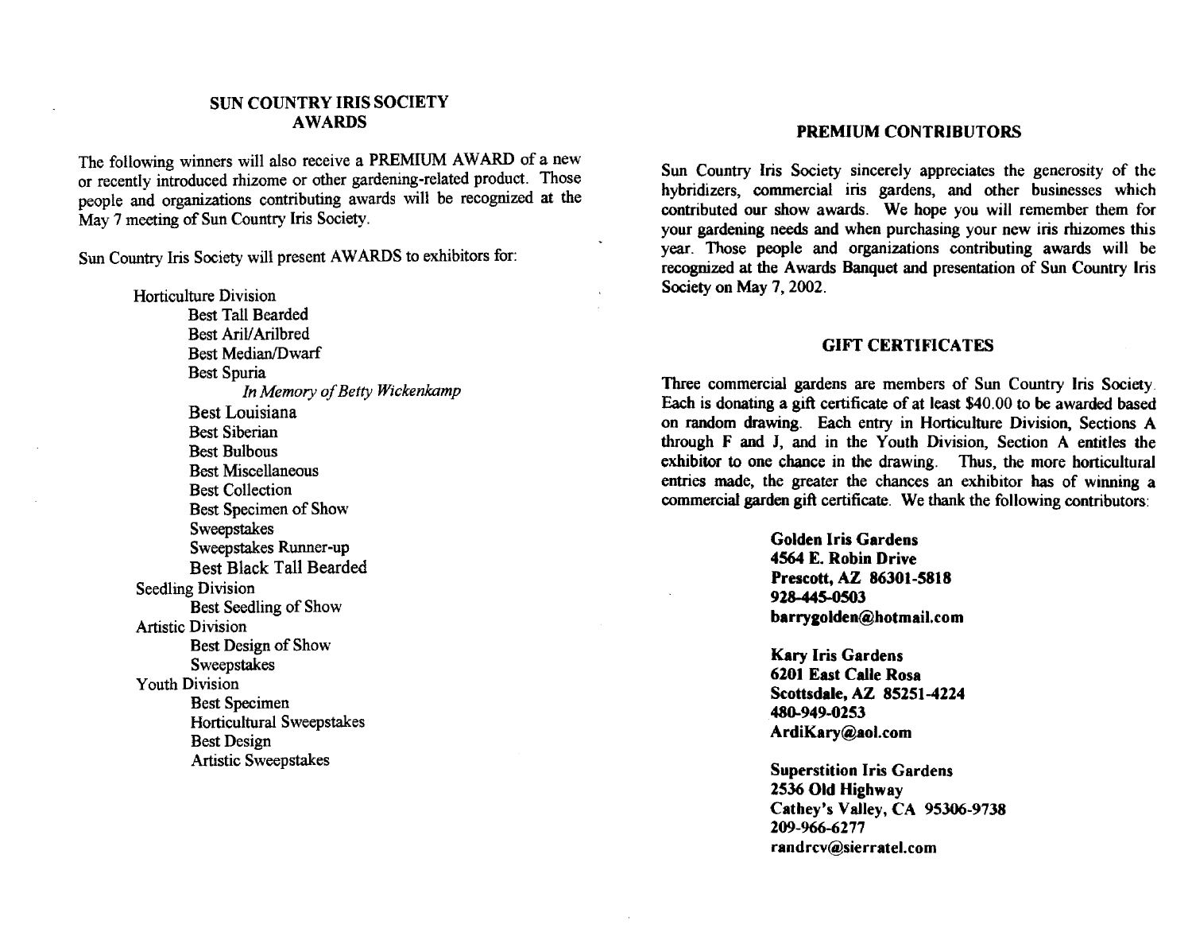## SUN COUNTRY IRIS SOCIETY AWARDS

The following winners will also receive a PREMIUM AWARD of a new or recently introduced rhizome or other gardening-related product. Those people and organizations contributing awards will be recognized at the May 7 meeting of Sun Country Iris Society.

Sun Country Iris Society will present AWARDS to exhibitors for:

- Horticulture Division
  - Best Tall Bearded
  - Best Aril/Arilbred
  - Best Median/Dwarf
  - Best Spuria
    - *In Memory of Betty Wickenkamp*
  - Best Louisiana
  - Best Siberian
  - Best Bulbous
  - Best Miscellaneous
  - Best Collection
  - Best Specimen of Show
  - Sweepstakes
  - Sweepstakes Runner-up
  - Best Black Tall Bearded
- Seedling Division
  - Best Seedling of Show
- Artistic Division
  - Best Design of Show
  - Sweepstakes
- Youth Division
  - Best Specimen
  - Horticultural Sweepstakes
  - Best Design
  - Artistic Sweepstakes

## PREMIUM CONTRIBUTORS

Sun Country Iris Society sincerely appreciates the generosity of the hybridizers, commercial iris gardens, and other businesses which contributed our show awards. We hope you will remember them for your gardening needs and when purchasing your new iris rhizomes this year. Those people and organizations contributing awards will be recognized at the Awards Banquet and presentation of Sun Country Iris Society on May 7, 2002.

## GIFT CERTIFICATES

Three commercial gardens are members of Sun Country Iris Society. Each is donating a gift certificate of at least $40.00 to be awarded based on random drawing. Each entry in Horticulture Division, Sections A through F and J, and in the Youth Division, Section A entitles the exhibitor to one chance in the drawing. Thus, the more horticultural entries made, the greater the chances an exhibitor has of winning a commercial garden gift certificate. We thank the following contributors:

**Golden Iris Gardens**
**4564 E. Robin Drive**
**Prescott, AZ 86301-5818**
**928-445-0503**
**barrygolden@hotmail.com**

**Kary Iris Gardens**
**6201 East Calle Rosa**
**Scottsdale, AZ 85251-4224**
**480-949-0253**
**ArdiKary@aol.com**

**Superstition Iris Gardens**
**2536 Old Highway**
**Cathey's Valley, CA 95306-9738**
**209-966-6277**
**randrcv@sierratel.com**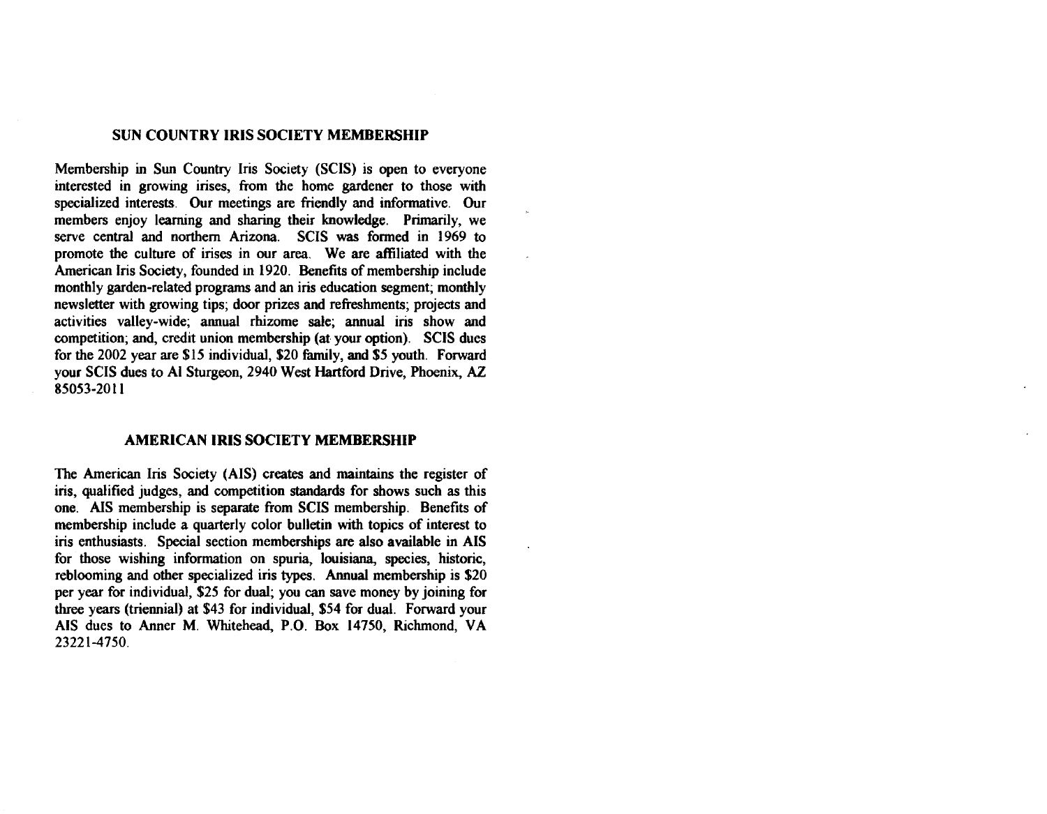## SUN COUNTRY IRIS SOCIETY MEMBERSHIP

Membership in Sun Country Iris Society (SCIS) is open to everyone interested in growing irises, from the home gardener to those with specialized interests. Our meetings are friendly and informative. Our members enjoy learning and sharing their knowledge. Primarily, we serve central and northern Arizona. SCIS was formed in 1969 to promote the culture of irises in our area. We are affiliated with the American Iris Society, founded in 1920. Benefits of membership include monthly garden-related programs and an iris education segment; monthly newsletter with growing tips; door prizes and refreshments; projects and activities valley-wide; annual rhizome sale; annual iris show and competition; and, credit union membership (at your option). SCIS dues for the 2002 year are $15 individual, $20 family, and $5 youth. Forward your SCIS dues to Al Sturgeon, 2940 West Hartford Drive, Phoenix, AZ 85053-2011

## AMERICAN IRIS SOCIETY MEMBERSHIP

The American Iris Society (AIS) creates and maintains the register of iris, qualified judges, and competition standards for shows such as this one. AIS membership is separate from SCIS membership. Benefits of membership include a quarterly color bulletin with topics of interest to iris enthusiasts. Special section memberships are also available in AIS for those wishing information on spuria, louisiana, species, historic, reblooming and other specialized iris types. Annual membership is $20 per year for individual, $25 for dual; you can save money by joining for three years (triennial) at $43 for individual, $54 for dual. Forward your AIS dues to Anner M. Whitehead, P.O. Box 14750, Richmond, VA 23221-4750.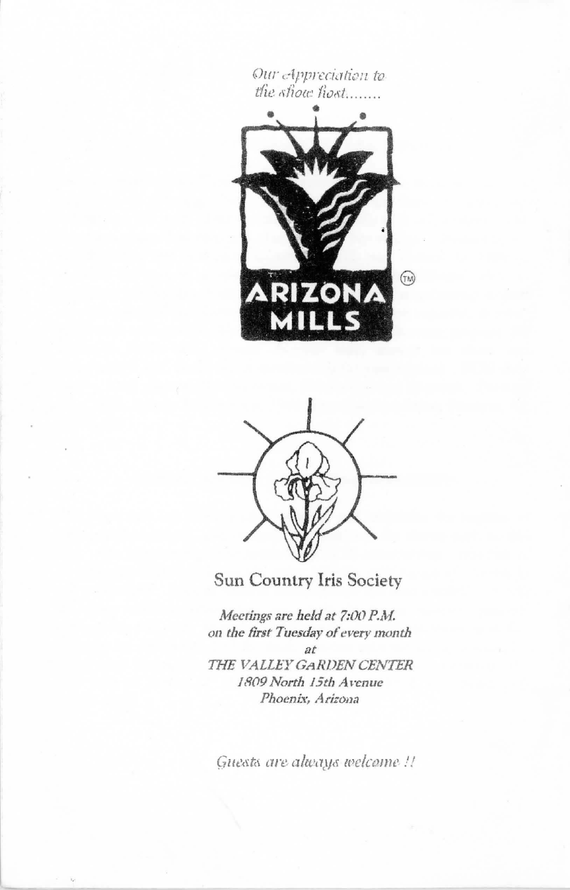*Our Appreciation to the show host........*

ARIZONA MILLS™

Sun Country Iris Society

*Meetings are held at 7:00 P.M.*
*on the first Tuesday of every month*
*at*
*THE VALLEY GARDEN CENTER*
*1809 North 15th Avenue*
*Phoenix, Arizona*

*Guests are always welcome !!*